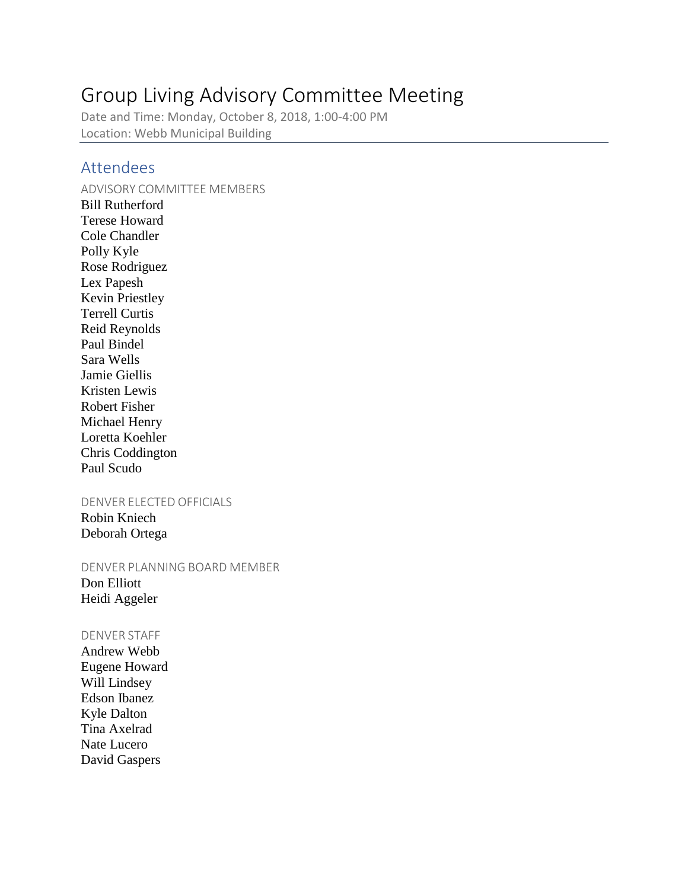# Group Living Advisory Committee Meeting

Date and Time: Monday, October 8, 2018, 1:00-4:00 PM
Location: Webb Municipal Building

## Attendees

### ADVISORY COMMITTEE MEMBERS

Bill Rutherford
Terese Howard
Cole Chandler
Polly Kyle
Rose Rodriguez
Lex Papesh
Kevin Priestley
Terrell Curtis
Reid Reynolds
Paul Bindel
Sara Wells
Jamie Giellis
Kristen Lewis
Robert Fisher
Michael Henry
Loretta Koehler
Chris Coddington
Paul Scudo

### DENVER ELECTED OFFICIALS

Robin Kniech
Deborah Ortega

### DENVER PLANNING BOARD MEMBER

Don Elliott
Heidi Aggeler

### DENVER STAFF

Andrew Webb
Eugene Howard
Will Lindsey
Edson Ibanez
Kyle Dalton
Tina Axelrad
Nate Lucero
David Gaspers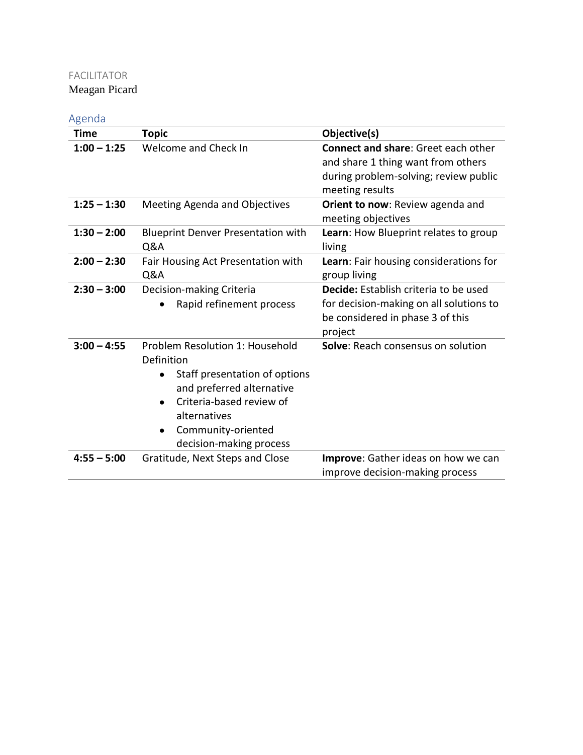FACILITATOR

Meagan Picard

## Agenda

| Time | Topic | Objective(s) |
| --- | --- | --- |
| **1:00 – 1:25** | Welcome and Check In | **Connect and share**: Greet each other and share 1 thing want from others during problem-solving; review public meeting results |
| **1:25 – 1:30** | Meeting Agenda and Objectives | **Orient to now**: Review agenda and meeting objectives |
| **1:30 – 2:00** | Blueprint Denver Presentation with Q&A | **Learn**: How Blueprint relates to group living |
| **2:00 – 2:30** | Fair Housing Act Presentation with Q&A | **Learn**: Fair housing considerations for group living |
| **2:30 – 3:00** | Decision-making Criteria<br>• Rapid refinement process | **Decide:** Establish criteria to be used for decision-making on all solutions to be considered in phase 3 of this project |
| **3:00 – 4:55** | Problem Resolution 1: Household Definition<br>• Staff presentation of options and preferred alternative<br>• Criteria-based review of alternatives<br>• Community-oriented decision-making process | **Solve**: Reach consensus on solution |
| **4:55 – 5:00** | Gratitude, Next Steps and Close | **Improve**: Gather ideas on how we can improve decision-making process |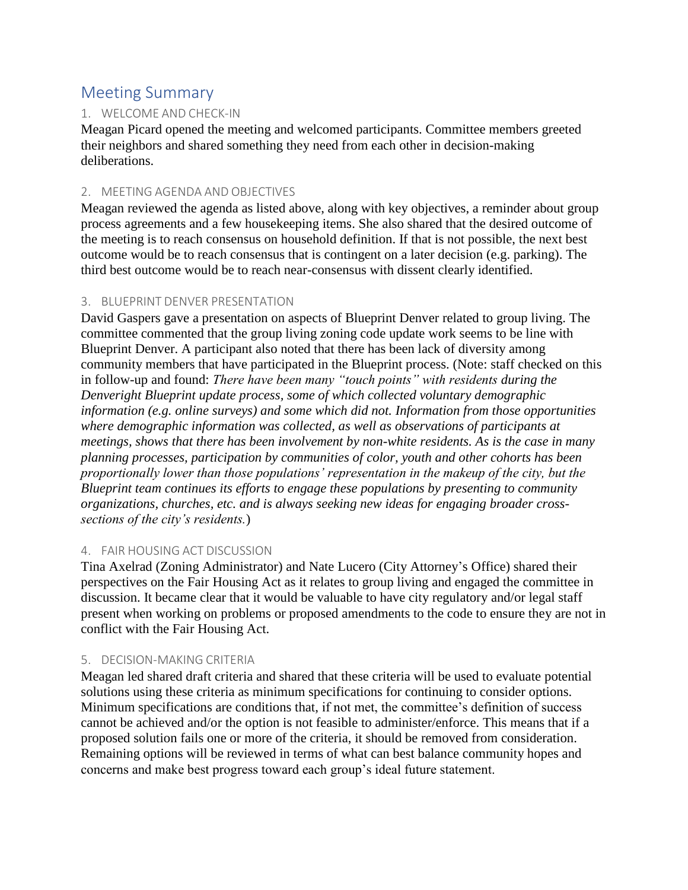## Meeting Summary

### 1. WELCOME AND CHECK-IN

Meagan Picard opened the meeting and welcomed participants. Committee members greeted their neighbors and shared something they need from each other in decision-making deliberations.

### 2. MEETING AGENDA AND OBJECTIVES

Meagan reviewed the agenda as listed above, along with key objectives, a reminder about group process agreements and a few housekeeping items. She also shared that the desired outcome of the meeting is to reach consensus on household definition. If that is not possible, the next best outcome would be to reach consensus that is contingent on a later decision (e.g. parking). The third best outcome would be to reach near-consensus with dissent clearly identified.

### 3. BLUEPRINT DENVER PRESENTATION

David Gaspers gave a presentation on aspects of Blueprint Denver related to group living. The committee commented that the group living zoning code update work seems to be line with Blueprint Denver. A participant also noted that there has been lack of diversity among community members that have participated in the Blueprint process. (Note: staff checked on this in follow-up and found: *There have been many "touch points" with residents during the Denveright Blueprint update process, some of which collected voluntary demographic information (e.g. online surveys) and some which did not. Information from those opportunities where demographic information was collected, as well as observations of participants at meetings, shows that there has been involvement by non-white residents. As is the case in many planning processes, participation by communities of color, youth and other cohorts has been proportionally lower than those populations' representation in the makeup of the city, but the Blueprint team continues its efforts to engage these populations by presenting to community organizations, churches, etc. and is always seeking new ideas for engaging broader cross-sections of the city's residents.*)

### 4. FAIR HOUSING ACT DISCUSSION

Tina Axelrad (Zoning Administrator) and Nate Lucero (City Attorney's Office) shared their perspectives on the Fair Housing Act as it relates to group living and engaged the committee in discussion. It became clear that it would be valuable to have city regulatory and/or legal staff present when working on problems or proposed amendments to the code to ensure they are not in conflict with the Fair Housing Act.

### 5. DECISION-MAKING CRITERIA

Meagan led shared draft criteria and shared that these criteria will be used to evaluate potential solutions using these criteria as minimum specifications for continuing to consider options. Minimum specifications are conditions that, if not met, the committee's definition of success cannot be achieved and/or the option is not feasible to administer/enforce. This means that if a proposed solution fails one or more of the criteria, it should be removed from consideration. Remaining options will be reviewed in terms of what can best balance community hopes and concerns and make best progress toward each group's ideal future statement.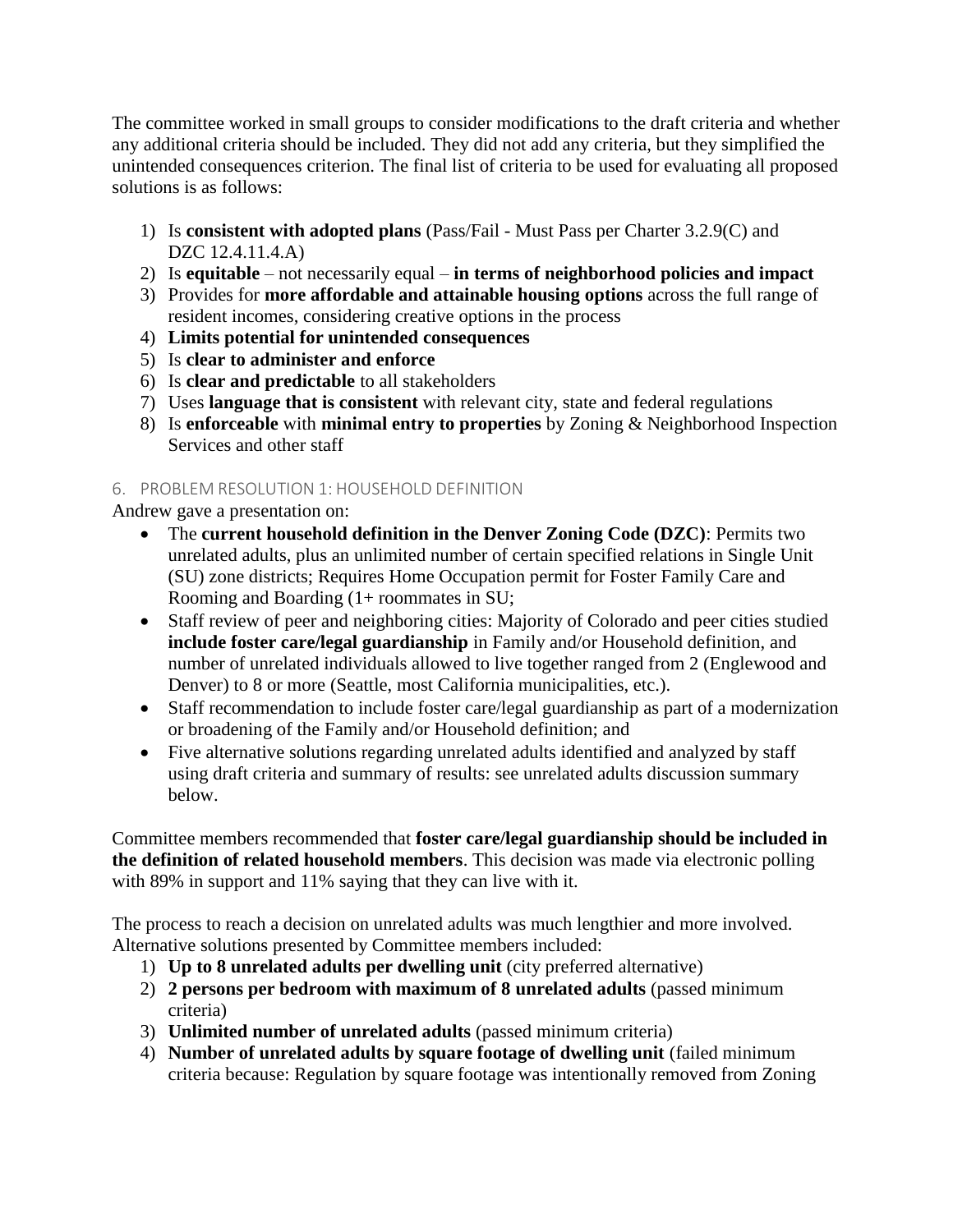The committee worked in small groups to consider modifications to the draft criteria and whether any additional criteria should be included. They did not add any criteria, but they simplified the unintended consequences criterion. The final list of criteria to be used for evaluating all proposed solutions is as follows:

1) Is **consistent with adopted plans** (Pass/Fail - Must Pass per Charter 3.2.9(C) and DZC 12.4.11.4.A)
2) Is **equitable** – not necessarily equal – **in terms of neighborhood policies and impact**
3) Provides for **more affordable and attainable housing options** across the full range of resident incomes, considering creative options in the process
4) **Limits potential for unintended consequences**
5) Is **clear to administer and enforce**
6) Is **clear and predictable** to all stakeholders
7) Uses **language that is consistent** with relevant city, state and federal regulations
8) Is **enforceable** with **minimal entry to properties** by Zoning & Neighborhood Inspection Services and other staff

## 6. PROBLEM RESOLUTION 1: HOUSEHOLD DEFINITION

Andrew gave a presentation on:

- The **current household definition in the Denver Zoning Code (DZC)**: Permits two unrelated adults, plus an unlimited number of certain specified relations in Single Unit (SU) zone districts; Requires Home Occupation permit for Foster Family Care and Rooming and Boarding (1+ roommates in SU;
- Staff review of peer and neighboring cities: Majority of Colorado and peer cities studied **include foster care/legal guardianship** in Family and/or Household definition, and number of unrelated individuals allowed to live together ranged from 2 (Englewood and Denver) to 8 or more (Seattle, most California municipalities, etc.).
- Staff recommendation to include foster care/legal guardianship as part of a modernization or broadening of the Family and/or Household definition; and
- Five alternative solutions regarding unrelated adults identified and analyzed by staff using draft criteria and summary of results: see unrelated adults discussion summary below.

Committee members recommended that **foster care/legal guardianship should be included in the definition of related household members**. This decision was made via electronic polling with 89% in support and 11% saying that they can live with it.

The process to reach a decision on unrelated adults was much lengthier and more involved. Alternative solutions presented by Committee members included:

1) **Up to 8 unrelated adults per dwelling unit** (city preferred alternative)
2) **2 persons per bedroom with maximum of 8 unrelated adults** (passed minimum criteria)
3) **Unlimited number of unrelated adults** (passed minimum criteria)
4) **Number of unrelated adults by square footage of dwelling unit** (failed minimum criteria because: Regulation by square footage was intentionally removed from Zoning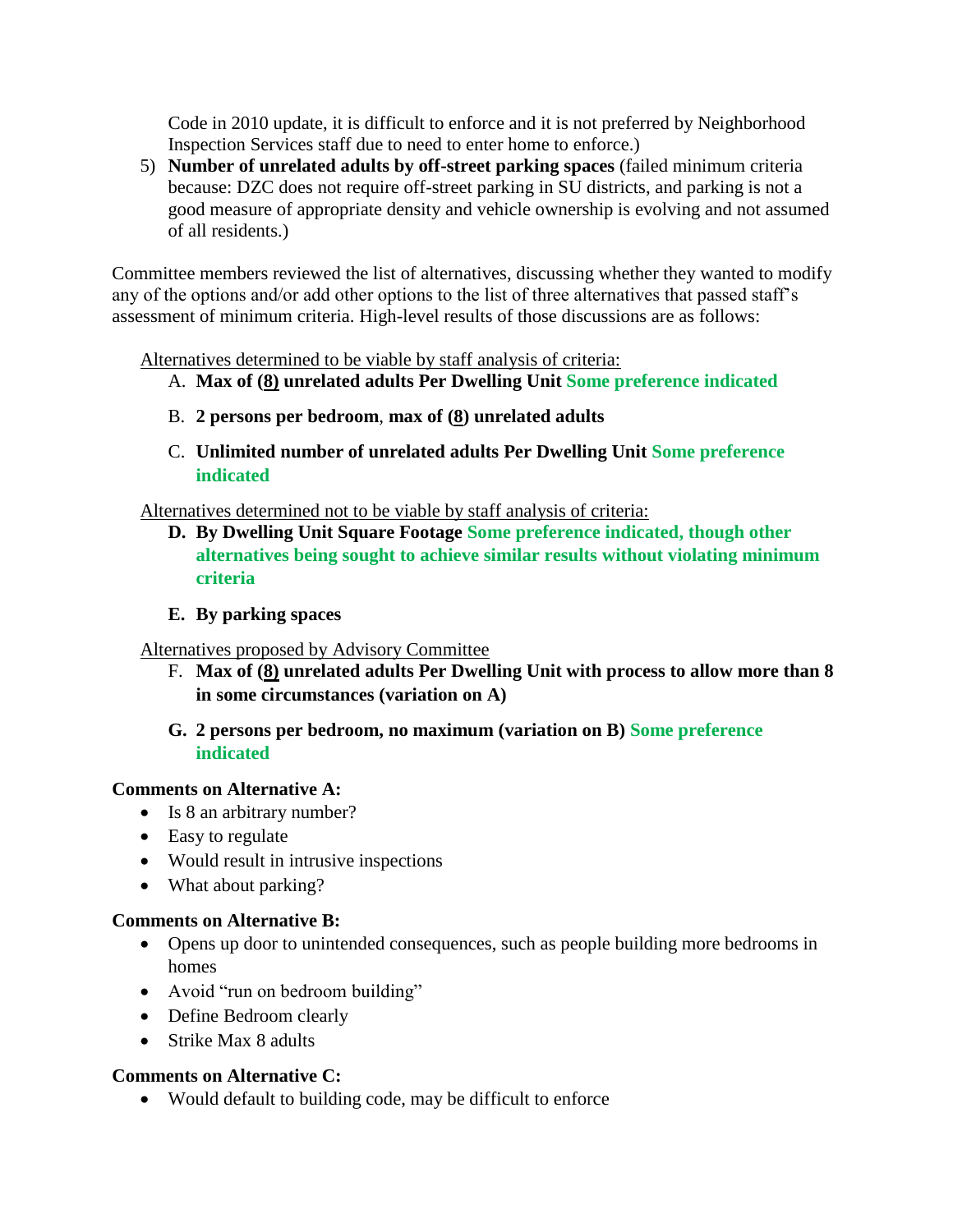Code in 2010 update, it is difficult to enforce and it is not preferred by Neighborhood Inspection Services staff due to need to enter home to enforce.)

5) **Number of unrelated adults by off-street parking spaces** (failed minimum criteria because: DZC does not require off-street parking in SU districts, and parking is not a good measure of appropriate density and vehicle ownership is evolving and not assumed of all residents.)

Committee members reviewed the list of alternatives, discussing whether they wanted to modify any of the options and/or add other options to the list of three alternatives that passed staff's assessment of minimum criteria. High-level results of those discussions are as follows:

Alternatives determined to be viable by staff analysis of criteria:

A. **Max of (8) unrelated adults Per Dwelling Unit** **Some preference indicated**

B. **2 persons per bedroom**, **max of (8) unrelated adults**

C. **Unlimited number of unrelated adults Per Dwelling Unit** **Some preference indicated**

Alternatives determined not to be viable by staff analysis of criteria:

D. **By Dwelling Unit Square Footage** **Some preference indicated, though other alternatives being sought to achieve similar results without violating minimum criteria**

E. **By parking spaces**

Alternatives proposed by Advisory Committee

F. **Max of (8) unrelated adults Per Dwelling Unit with process to allow more than 8 in some circumstances (variation on A)**

G. **2 persons per bedroom, no maximum (variation on B)** **Some preference indicated**

**Comments on Alternative A:**

- Is 8 an arbitrary number?
- Easy to regulate
- Would result in intrusive inspections
- What about parking?

**Comments on Alternative B:**

- Opens up door to unintended consequences, such as people building more bedrooms in homes
- Avoid "run on bedroom building"
- Define Bedroom clearly
- Strike Max 8 adults

**Comments on Alternative C:**

- Would default to building code, may be difficult to enforce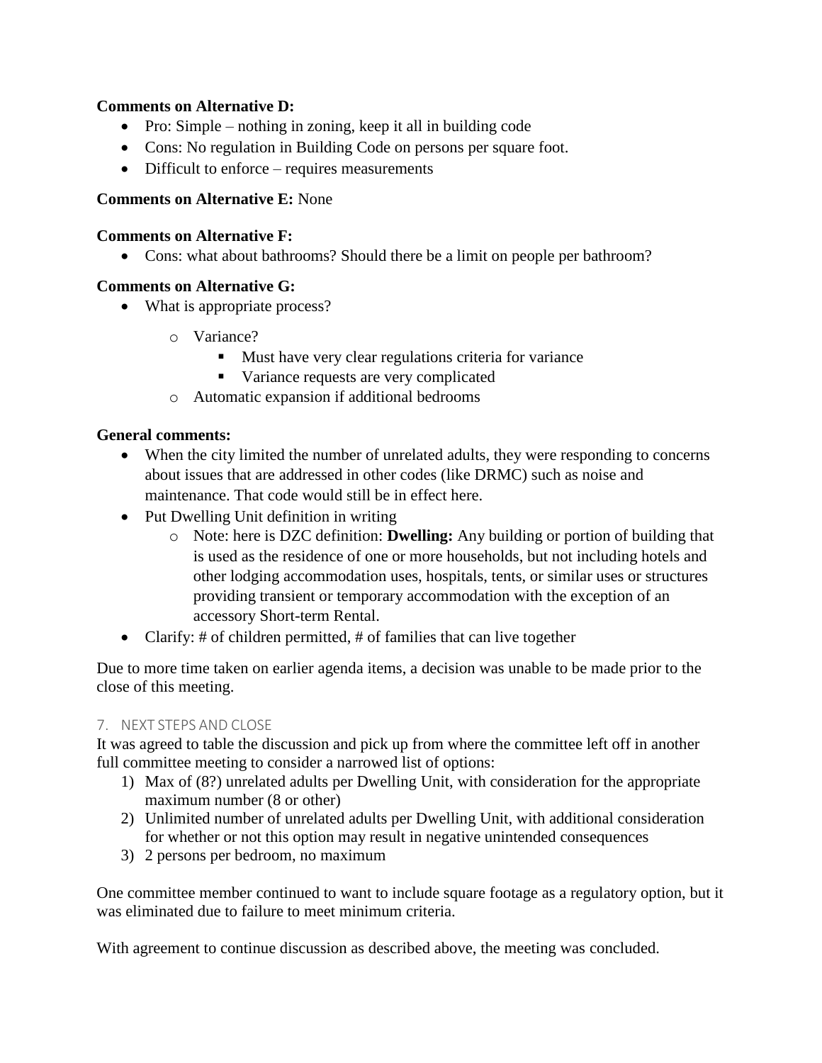**Comments on Alternative D:**

- Pro: Simple – nothing in zoning, keep it all in building code
- Cons: No regulation in Building Code on persons per square foot.
- Difficult to enforce – requires measurements

**Comments on Alternative E:** None

**Comments on Alternative F:**

- Cons: what about bathrooms? Should there be a limit on people per bathroom?

**Comments on Alternative G:**

- What is appropriate process?
    - Variance?
        - Must have very clear regulations criteria for variance
        - Variance requests are very complicated
    - Automatic expansion if additional bedrooms

**General comments:**

- When the city limited the number of unrelated adults, they were responding to concerns about issues that are addressed in other codes (like DRMC) such as noise and maintenance. That code would still be in effect here.
- Put Dwelling Unit definition in writing
    - Note: here is DZC definition: **Dwelling:** Any building or portion of building that is used as the residence of one or more households, but not including hotels and other lodging accommodation uses, hospitals, tents, or similar uses or structures providing transient or temporary accommodation with the exception of an accessory Short-term Rental.
- Clarify: # of children permitted, # of families that can live together

Due to more time taken on earlier agenda items, a decision was unable to be made prior to the close of this meeting.

## 7. NEXT STEPS AND CLOSE

It was agreed to table the discussion and pick up from where the committee left off in another full committee meeting to consider a narrowed list of options:

1) Max of (8?) unrelated adults per Dwelling Unit, with consideration for the appropriate maximum number (8 or other)
2) Unlimited number of unrelated adults per Dwelling Unit, with additional consideration for whether or not this option may result in negative unintended consequences
3) 2 persons per bedroom, no maximum

One committee member continued to want to include square footage as a regulatory option, but it was eliminated due to failure to meet minimum criteria.

With agreement to continue discussion as described above, the meeting was concluded.